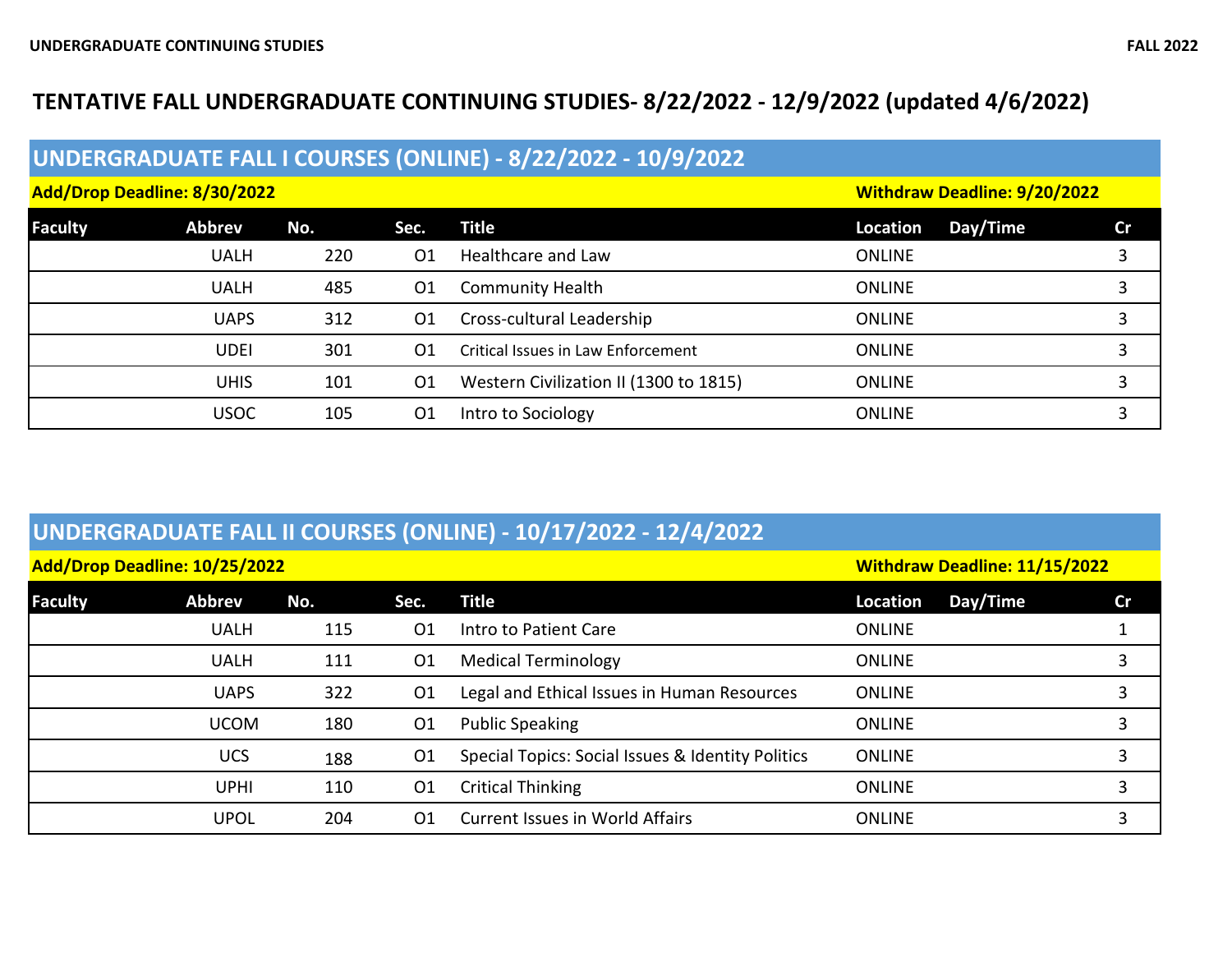# TENTATIVE FALL UNDERGRADUATE CONTINUING STUDIES- 8/22/2022 - 12/9/2022 (updated 4/6/2022)

## UNDERGRADUATE FALL I COURSES (ONLINE) - 8/22/2022 - 10/9/2022

**Add/Drop Deadline: 8/30/2022** | **Withdraw Deadline: 9/20/2022**

| Faculty | Abbrev | No. | Sec. | Title | Location | Day/Time | Cr |
|---|---|---|---|---|---|---|---|
| | UALH | 220 | O1 | Healthcare and Law | ONLINE | | 3 |
| | UALH | 485 | O1 | Community Health | ONLINE | | 3 |
| | UAPS | 312 | O1 | Cross-cultural Leadership | ONLINE | | 3 |
| | UDEI | 301 | O1 | Critical Issues in Law Enforcement | ONLINE | | 3 |
| | UHIS | 101 | O1 | Western Civilization II (1300 to 1815) | ONLINE | | 3 |
| | USOC | 105 | O1 | Intro to Sociology | ONLINE | | 3 |

## UNDERGRADUATE FALL II COURSES (ONLINE) - 10/17/2022 - 12/4/2022

**Add/Drop Deadline: 10/25/2022** | **Withdraw Deadline: 11/15/2022**

| Faculty | Abbrev | No. | Sec. | Title | Location | Day/Time | Cr |
|---|---|---|---|---|---|---|---|
| | UALH | 115 | O1 | Intro to Patient Care | ONLINE | | 1 |
| | UALH | 111 | O1 | Medical Terminology | ONLINE | | 3 |
| | UAPS | 322 | O1 | Legal and Ethical Issues in Human Resources | ONLINE | | 3 |
| | UCOM | 180 | O1 | Public Speaking | ONLINE | | 3 |
| | UCS | 188 | O1 | Special Topics: Social Issues & Identity Politics | ONLINE | | 3 |
| | UPHI | 110 | O1 | Critical Thinking | ONLINE | | 3 |
| | UPOL | 204 | O1 | Current Issues in World Affairs | ONLINE | | 3 |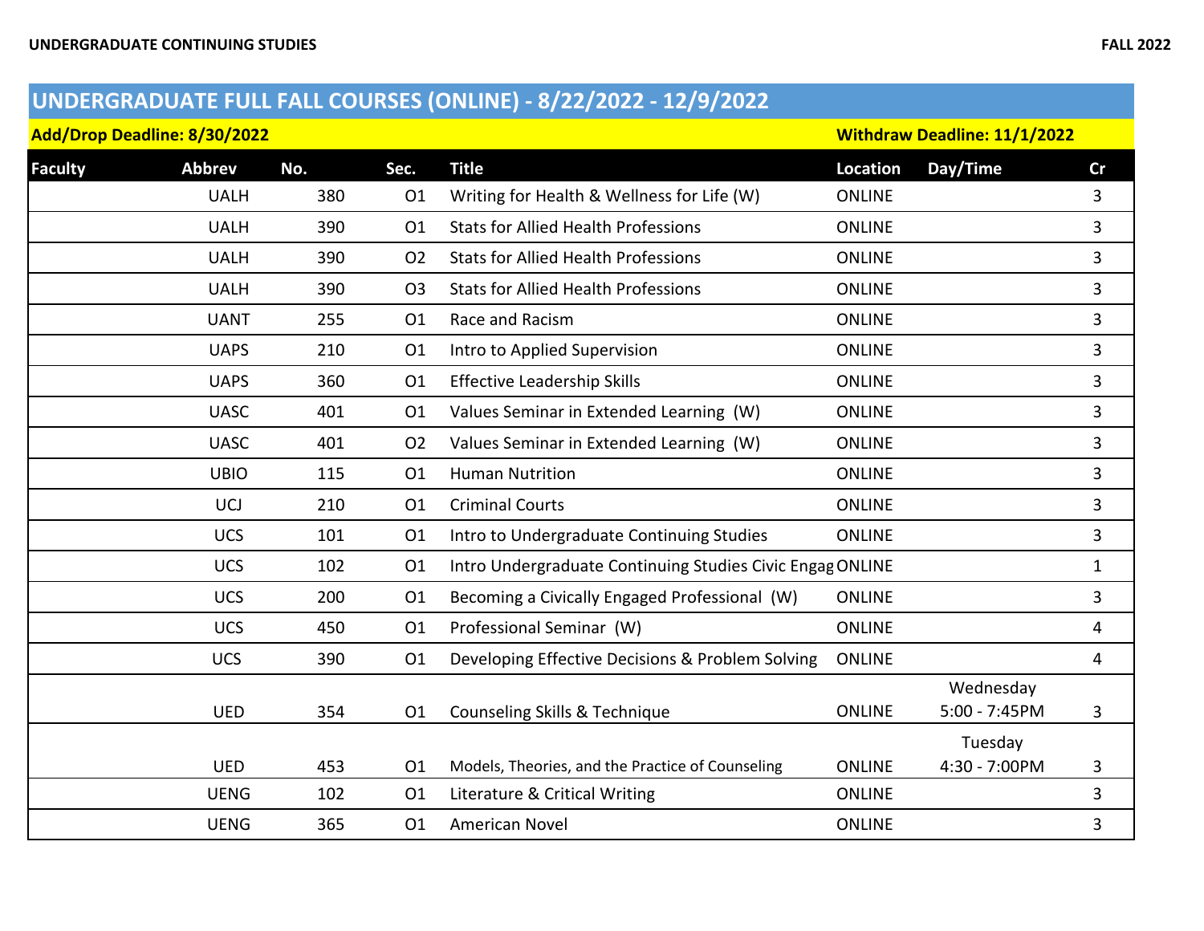UNDERGRADUATE CONTINUING STUDIES

FALL 2022

## UNDERGRADUATE FULL FALL COURSES (ONLINE) - 8/22/2022 - 12/9/2022

**Add/Drop Deadline: 8/30/2022** **Withdraw Deadline: 11/1/2022**

| Faculty | Abbrev | No. | Sec. | Title | Location | Day/Time | Cr |
|---|---|---|---|---|---|---|---|
| | UALH | 380 | O1 | Writing for Health & Wellness for Life (W) | ONLINE | | 3 |
| | UALH | 390 | O1 | Stats for Allied Health Professions | ONLINE | | 3 |
| | UALH | 390 | O2 | Stats for Allied Health Professions | ONLINE | | 3 |
| | UALH | 390 | O3 | Stats for Allied Health Professions | ONLINE | | 3 |
| | UANT | 255 | O1 | Race and Racism | ONLINE | | 3 |
| | UAPS | 210 | O1 | Intro to Applied Supervision | ONLINE | | 3 |
| | UAPS | 360 | O1 | Effective Leadership Skills | ONLINE | | 3 |
| | UASC | 401 | O1 | Values Seminar in Extended Learning (W) | ONLINE | | 3 |
| | UASC | 401 | O2 | Values Seminar in Extended Learning (W) | ONLINE | | 3 |
| | UBIO | 115 | O1 | Human Nutrition | ONLINE | | 3 |
| | UCJ | 210 | O1 | Criminal Courts | ONLINE | | 3 |
| | UCS | 101 | O1 | Intro to Undergraduate Continuing Studies | ONLINE | | 3 |
| | UCS | 102 | O1 | Intro Undergraduate Continuing Studies Civic Engag | ONLINE | | 1 |
| | UCS | 200 | O1 | Becoming a Civically Engaged Professional (W) | ONLINE | | 3 |
| | UCS | 450 | O1 | Professional Seminar (W) | ONLINE | | 4 |
| | UCS | 390 | O1 | Developing Effective Decisions & Problem Solving | ONLINE | | 4 |
| | UED | 354 | O1 | Counseling Skills & Technique | ONLINE | Wednesday 5:00 - 7:45PM | 3 |
| | UED | 453 | O1 | Models, Theories, and the Practice of Counseling | ONLINE | Tuesday 4:30 - 7:00PM | 3 |
| | UENG | 102 | O1 | Literature & Critical Writing | ONLINE | | 3 |
| | UENG | 365 | O1 | American Novel | ONLINE | | 3 |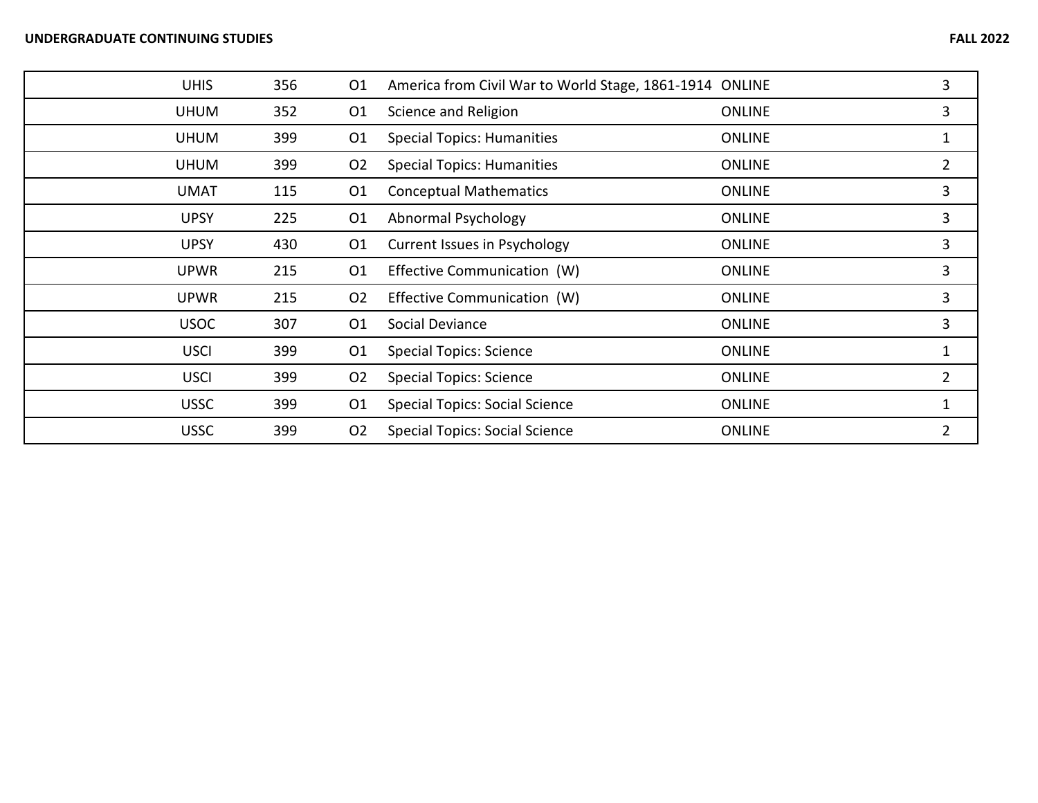| | | | | | |
|---|---|---|---|---|---|
| UHIS | 356 | O1 | America from Civil War to World Stage, 1861-1914 | ONLINE | 3 |
| UHUM | 352 | O1 | Science and Religion | ONLINE | 3 |
| UHUM | 399 | O1 | Special Topics: Humanities | ONLINE | 1 |
| UHUM | 399 | O2 | Special Topics: Humanities | ONLINE | 2 |
| UMAT | 115 | O1 | Conceptual Mathematics | ONLINE | 3 |
| UPSY | 225 | O1 | Abnormal Psychology | ONLINE | 3 |
| UPSY | 430 | O1 | Current Issues in Psychology | ONLINE | 3 |
| UPWR | 215 | O1 | Effective Communication (W) | ONLINE | 3 |
| UPWR | 215 | O2 | Effective Communication (W) | ONLINE | 3 |
| USOC | 307 | O1 | Social Deviance | ONLINE | 3 |
| USCI | 399 | O1 | Special Topics: Science | ONLINE | 1 |
| USCI | 399 | O2 | Special Topics: Science | ONLINE | 2 |
| USSC | 399 | O1 | Special Topics: Social Science | ONLINE | 1 |
| USSC | 399 | O2 | Special Topics: Social Science | ONLINE | 2 |